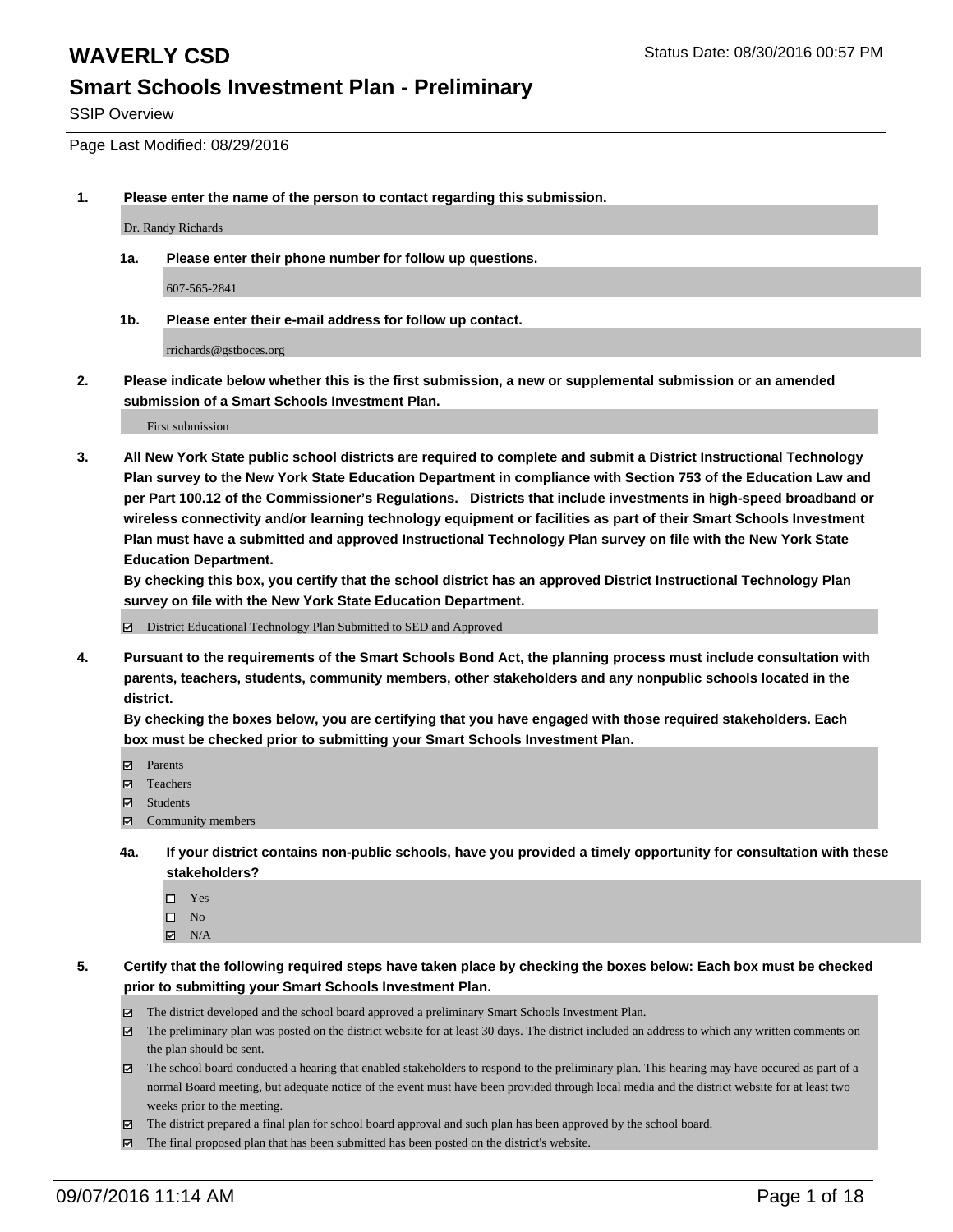# WAVERLY CSD

Status Date: 08/30/2016 00:57 PM

## Smart Schools Investment Plan - Preliminary

SSIP Overview

Page Last Modified: 08/29/2016

1. **Please enter the name of the person to contact regarding this submission.**

   Dr. Randy Richards

   1a. **Please enter their phone number for follow up questions.**

   607-565-2841

   1b. **Please enter their e-mail address for follow up contact.**

   rrichards@gstboces.org

2. **Please indicate below whether this is the first submission, a new or supplemental submission or an amended submission of a Smart Schools Investment Plan.**

   First submission

3. **All New York State public school districts are required to complete and submit a District Instructional Technology Plan survey to the New York State Education Department in compliance with Section 753 of the Education Law and per Part 100.12 of the Commissioner's Regulations. Districts that include investments in high-speed broadband or wireless connectivity and/or learning technology equipment or facilities as part of their Smart Schools Investment Plan must have a submitted and approved Instructional Technology Plan survey on file with the New York State Education Department.**
   **By checking this box, you certify that the school district has an approved District Instructional Technology Plan survey on file with the New York State Education Department.**

   ☑ District Educational Technology Plan Submitted to SED and Approved

4. **Pursuant to the requirements of the Smart Schools Bond Act, the planning process must include consultation with parents, teachers, students, community members, other stakeholders and any nonpublic schools located in the district.**
   **By checking the boxes below, you are certifying that you have engaged with those required stakeholders. Each box must be checked prior to submitting your Smart Schools Investment Plan.**

   ☑ Parents
   ☑ Teachers
   ☑ Students
   ☑ Community members

   4a. **If your district contains non-public schools, have you provided a timely opportunity for consultation with these stakeholders?**

   ☐ Yes
   ☐ No
   ☑ N/A

5. **Certify that the following required steps have taken place by checking the boxes below: Each box must be checked prior to submitting your Smart Schools Investment Plan.**

   ☑ The district developed and the school board approved a preliminary Smart Schools Investment Plan.
   ☑ The preliminary plan was posted on the district website for at least 30 days. The district included an address to which any written comments on the plan should be sent.
   ☑ The school board conducted a hearing that enabled stakeholders to respond to the preliminary plan. This hearing may have occured as part of a normal Board meeting, but adequate notice of the event must have been provided through local media and the district website for at least two weeks prior to the meeting.
   ☑ The district prepared a final plan for school board approval and such plan has been approved by the school board.
   ☑ The final proposed plan that has been submitted has been posted on the district's website.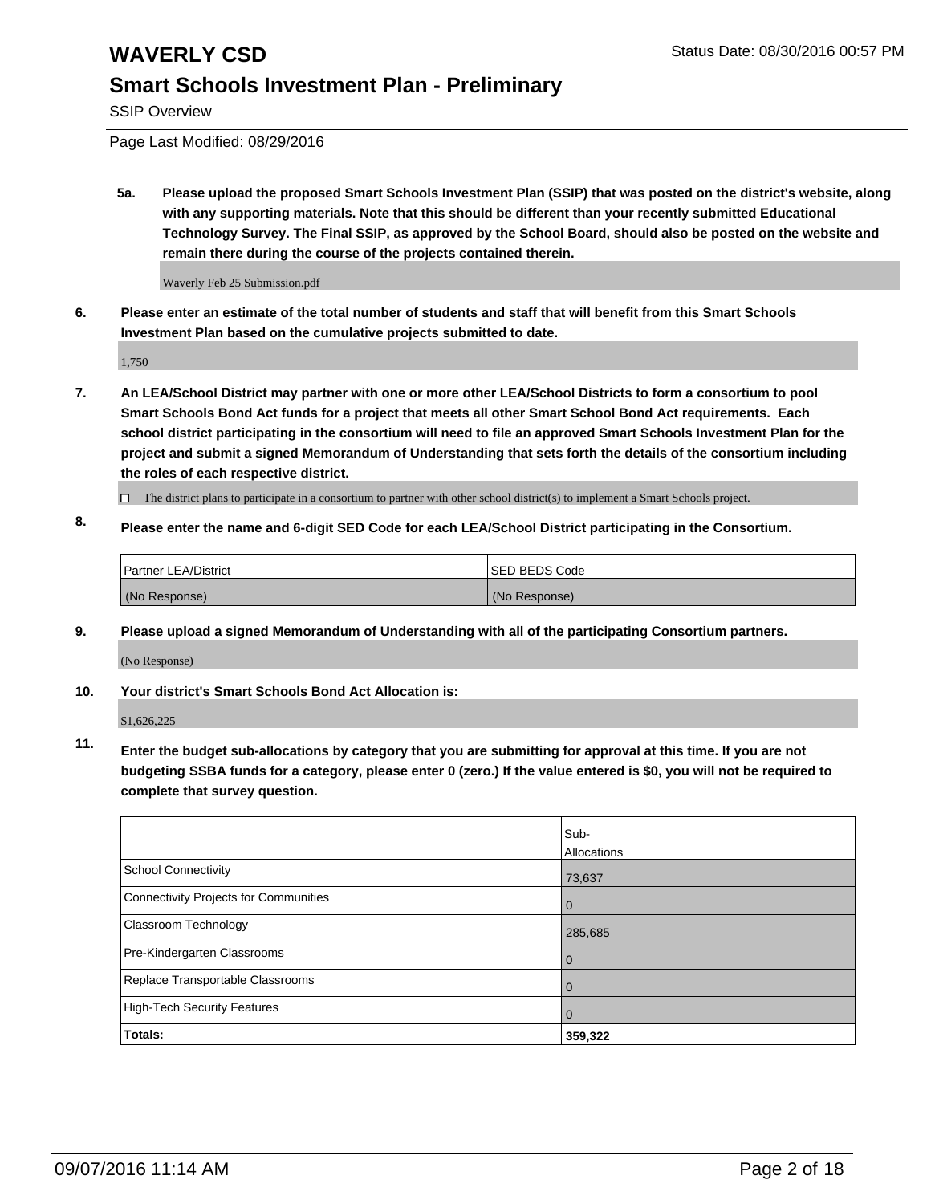# WAVERLY CSD

Status Date: 08/30/2016 00:57 PM

## Smart Schools Investment Plan - Preliminary

SSIP Overview

Page Last Modified: 08/29/2016

**5a. Please upload the proposed Smart Schools Investment Plan (SSIP) that was posted on the district's website, along with any supporting materials. Note that this should be different than your recently submitted Educational Technology Survey. The Final SSIP, as approved by the School Board, should also be posted on the website and remain there during the course of the projects contained therein.**

Waverly Feb 25 Submission.pdf

**6. Please enter an estimate of the total number of students and staff that will benefit from this Smart Schools Investment Plan based on the cumulative projects submitted to date.**

1,750

**7. An LEA/School District may partner with one or more other LEA/School Districts to form a consortium to pool Smart Schools Bond Act funds for a project that meets all other Smart School Bond Act requirements. Each school district participating in the consortium will need to file an approved Smart Schools Investment Plan for the project and submit a signed Memorandum of Understanding that sets forth the details of the consortium including the roles of each respective district.**

☐ The district plans to participate in a consortium to partner with other school district(s) to implement a Smart Schools project.

**8. Please enter the name and 6-digit SED Code for each LEA/School District participating in the Consortium.**

| Partner LEA/District | SED BEDS Code |
|---|---|
| (No Response) | (No Response) |

**9. Please upload a signed Memorandum of Understanding with all of the participating Consortium partners.**

(No Response)

**10. Your district's Smart Schools Bond Act Allocation is:**

$1,626,225

**11. Enter the budget sub-allocations by category that you are submitting for approval at this time. If you are not budgeting SSBA funds for a category, please enter 0 (zero.) If the value entered is $0, you will not be required to complete that survey question.**

| | Sub-Allocations |
|---|---|
| School Connectivity | 73,637 |
| Connectivity Projects for Communities | 0 |
| Classroom Technology | 285,685 |
| Pre-Kindergarten Classrooms | 0 |
| Replace Transportable Classrooms | 0 |
| High-Tech Security Features | 0 |
| **Totals:** | **359,322** |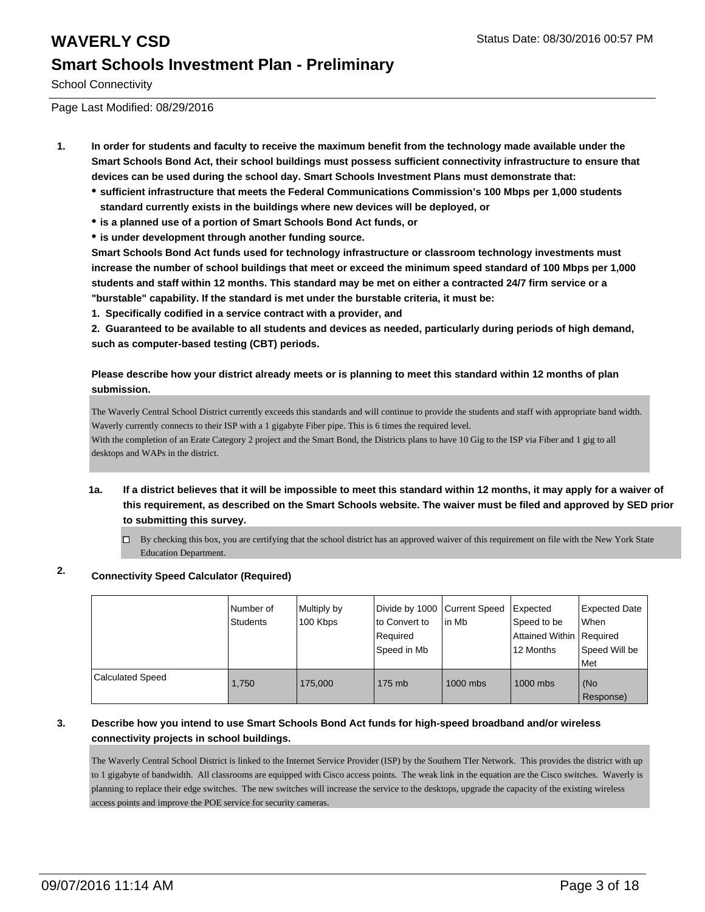# WAVERLY CSD

Status Date: 08/30/2016 00:57 PM

## Smart Schools Investment Plan - Preliminary

School Connectivity

Page Last Modified: 08/29/2016

1. **In order for students and faculty to receive the maximum benefit from the technology made available under the Smart Schools Bond Act, their school buildings must possess sufficient connectivity infrastructure to ensure that devices can be used during the school day. Smart Schools Investment Plans must demonstrate that:**
   - **sufficient infrastructure that meets the Federal Communications Commission's 100 Mbps per 1,000 students standard currently exists in the buildings where new devices will be deployed, or**
   - **is a planned use of a portion of Smart Schools Bond Act funds, or**
   - **is under development through another funding source.**

   **Smart Schools Bond Act funds used for technology infrastructure or classroom technology investments must increase the number of school buildings that meet or exceed the minimum speed standard of 100 Mbps per 1,000 students and staff within 12 months. This standard may be met on either a contracted 24/7 firm service or a "burstable" capability. If the standard is met under the burstable criteria, it must be:**

   **1. Specifically codified in a service contract with a provider, and**

   **2. Guaranteed to be available to all students and devices as needed, particularly during periods of high demand, such as computer-based testing (CBT) periods.**

   **Please describe how your district already meets or is planning to meet this standard within 12 months of plan submission.**

   The Waverly Central School District currently exceeds this standards and will continue to provide the students and staff with appropriate band width. Waverly currently connects to their ISP with a 1 gigabyte Fiber pipe. This is 6 times the required level.
   With the completion of an Erate Category 2 project and the Smart Bond, the Districts plans to have 10 Gig to the ISP via Fiber and 1 gig to all desktops and WAPs in the district.

   1a. **If a district believes that it will be impossible to meet this standard within 12 months, it may apply for a waiver of this requirement, as described on the Smart Schools website. The waiver must be filed and approved by SED prior to submitting this survey.**

   ☐ By checking this box, you are certifying that the school district has an approved waiver of this requirement on file with the New York State Education Department.

2. **Connectivity Speed Calculator (Required)**

| | Number of Students | Multiply by 100 Kbps | Divide by 1000 to Convert to Required Speed in Mb | Current Speed in Mb | Expected Speed to be Attained Within 12 Months | Expected Date When Required Speed Will be Met |
|---|---|---|---|---|---|---|
| Calculated Speed | 1,750 | 175,000 | 175 mb | 1000 mbs | 1000 mbs | (No Response) |

3. **Describe how you intend to use Smart Schools Bond Act funds for high-speed broadband and/or wireless connectivity projects in school buildings.**

   The Waverly Central School District is linked to the Internet Service Provider (ISP) by the Southern TIer Network. This provides the district with up to 1 gigabyte of bandwidth. All classrooms are equipped with Cisco access points. The weak link in the equation are the Cisco switches. Waverly is planning to replace their edge switches. The new switches will increase the service to the desktops, upgrade the capacity of the existing wireless access points and improve the POE service for security cameras.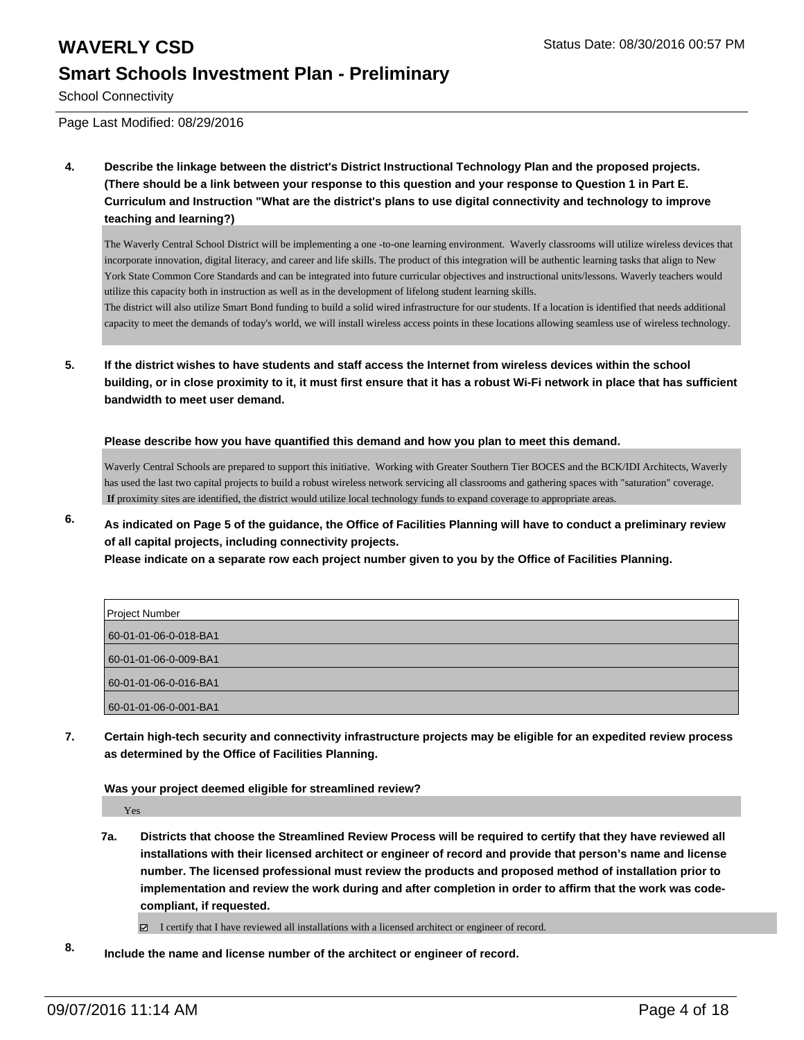School Connectivity

Page Last Modified: 08/29/2016

**4. Describe the linkage between the district's District Instructional Technology Plan and the proposed projects. (There should be a link between your response to this question and your response to Question 1 in Part E. Curriculum and Instruction "What are the district's plans to use digital connectivity and technology to improve teaching and learning?)**

The Waverly Central School District will be implementing a one -to-one learning environment. Waverly classrooms will utilize wireless devices that incorporate innovation, digital literacy, and career and life skills. The product of this integration will be authentic learning tasks that align to New York State Common Core Standards and can be integrated into future curricular objectives and instructional units/lessons. Waverly teachers would utilize this capacity both in instruction as well as in the development of lifelong student learning skills.
The district will also utilize Smart Bond funding to build a solid wired infrastructure for our students. If a location is identified that needs additional capacity to meet the demands of today's world, we will install wireless access points in these locations allowing seamless use of wireless technology.

**5. If the district wishes to have students and staff access the Internet from wireless devices within the school building, or in close proximity to it, it must first ensure that it has a robust Wi-Fi network in place that has sufficient bandwidth to meet user demand.**

**Please describe how you have quantified this demand and how you plan to meet this demand.**

Waverly Central Schools are prepared to support this initiative. Working with Greater Southern Tier BOCES and the BCK/IDI Architects, Waverly has used the last two capital projects to build a robust wireless network servicing all classrooms and gathering spaces with "saturation" coverage. **If** proximity sites are identified, the district would utilize local technology funds to expand coverage to appropriate areas.

**6. As indicated on Page 5 of the guidance, the Office of Facilities Planning will have to conduct a preliminary review of all capital projects, including connectivity projects.
Please indicate on a separate row each project number given to you by the Office of Facilities Planning.**

| Project Number |
| --- |
| 60-01-01-06-0-018-BA1 |
| 60-01-01-06-0-009-BA1 |
| 60-01-01-06-0-016-BA1 |
| 60-01-01-06-0-001-BA1 |

**7. Certain high-tech security and connectivity infrastructure projects may be eligible for an expedited review process as determined by the Office of Facilities Planning.**

**Was your project deemed eligible for streamlined review?**

Yes

**7a. Districts that choose the Streamlined Review Process will be required to certify that they have reviewed all installations with their licensed architect or engineer of record and provide that person's name and license number. The licensed professional must review the products and proposed method of installation prior to implementation and review the work during and after completion in order to affirm that the work was code-compliant, if requested.**

☑ I certify that I have reviewed all installations with a licensed architect or engineer of record.

**8. Include the name and license number of the architect or engineer of record.**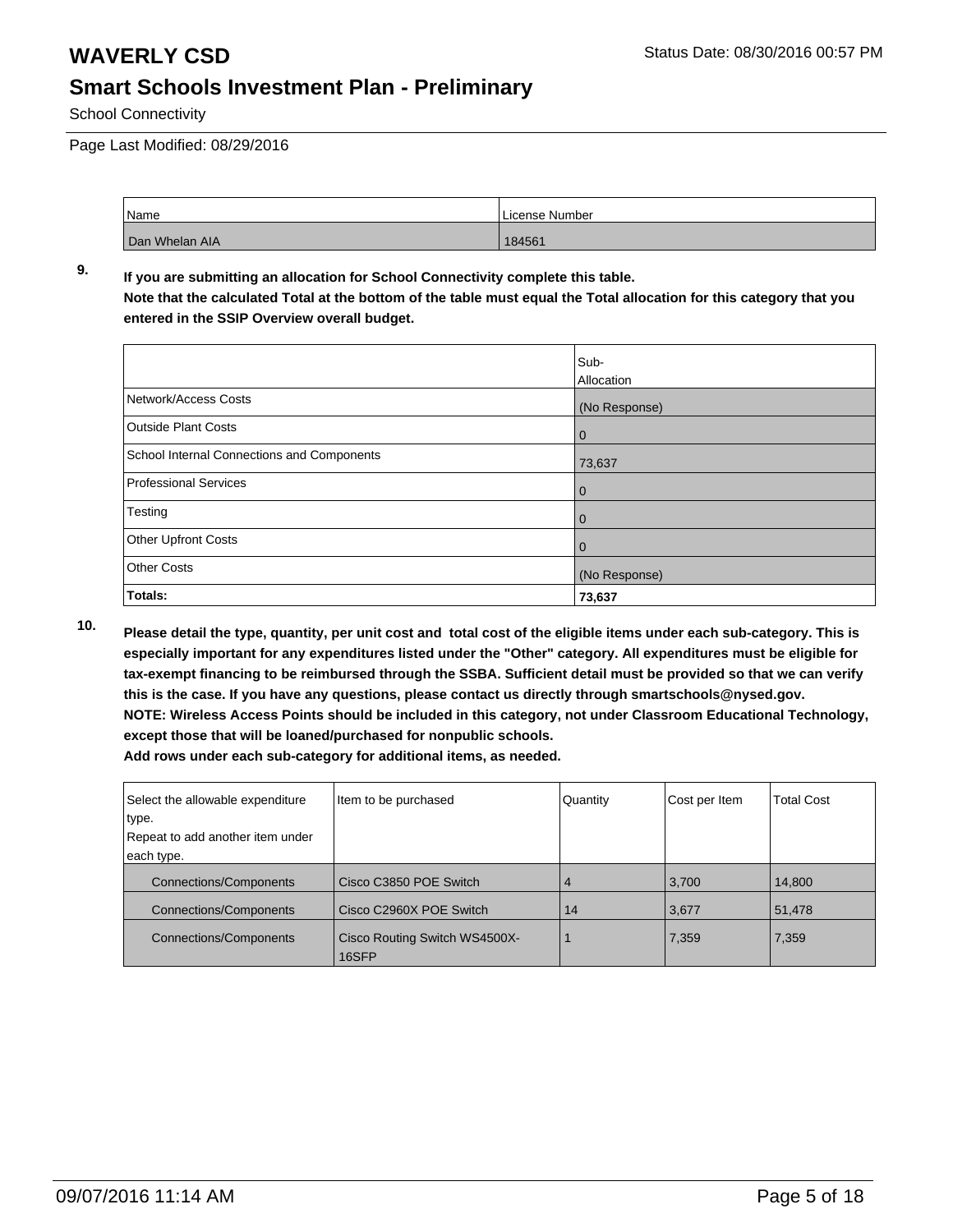# WAVERLY CSD

Status Date: 08/30/2016 00:57 PM

## Smart Schools Investment Plan - Preliminary

School Connectivity

Page Last Modified: 08/29/2016

| Name | License Number |
|---|---|
| Dan Whelan AIA | 184561 |

**9. If you are submitting an allocation for School Connectivity complete this table.**
**Note that the calculated Total at the bottom of the table must equal the Total allocation for this category that you entered in the SSIP Overview overall budget.**

| | Sub-Allocation |
|---|---|
| Network/Access Costs | (No Response) |
| Outside Plant Costs | 0 |
| School Internal Connections and Components | 73,637 |
| Professional Services | 0 |
| Testing | 0 |
| Other Upfront Costs | 0 |
| Other Costs | (No Response) |
| **Totals:** | **73,637** |

**10. Please detail the type, quantity, per unit cost and total cost of the eligible items under each sub-category. This is especially important for any expenditures listed under the "Other" category. All expenditures must be eligible for tax-exempt financing to be reimbursed through the SSBA. Sufficient detail must be provided so that we can verify this is the case. If you have any questions, please contact us directly through smartschools@nysed.gov.**
**NOTE: Wireless Access Points should be included in this category, not under Classroom Educational Technology, except those that will be loaned/purchased for nonpublic schools.**
**Add rows under each sub-category for additional items, as needed.**

| Select the allowable expenditure type. Repeat to add another item under each type. | Item to be purchased | Quantity | Cost per Item | Total Cost |
|---|---|---|---|---|
| Connections/Components | Cisco C3850 POE Switch | 4 | 3,700 | 14,800 |
| Connections/Components | Cisco C2960X POE Switch | 14 | 3,677 | 51,478 |
| Connections/Components | Cisco Routing Switch WS4500X-16SFP | 1 | 7,359 | 7,359 |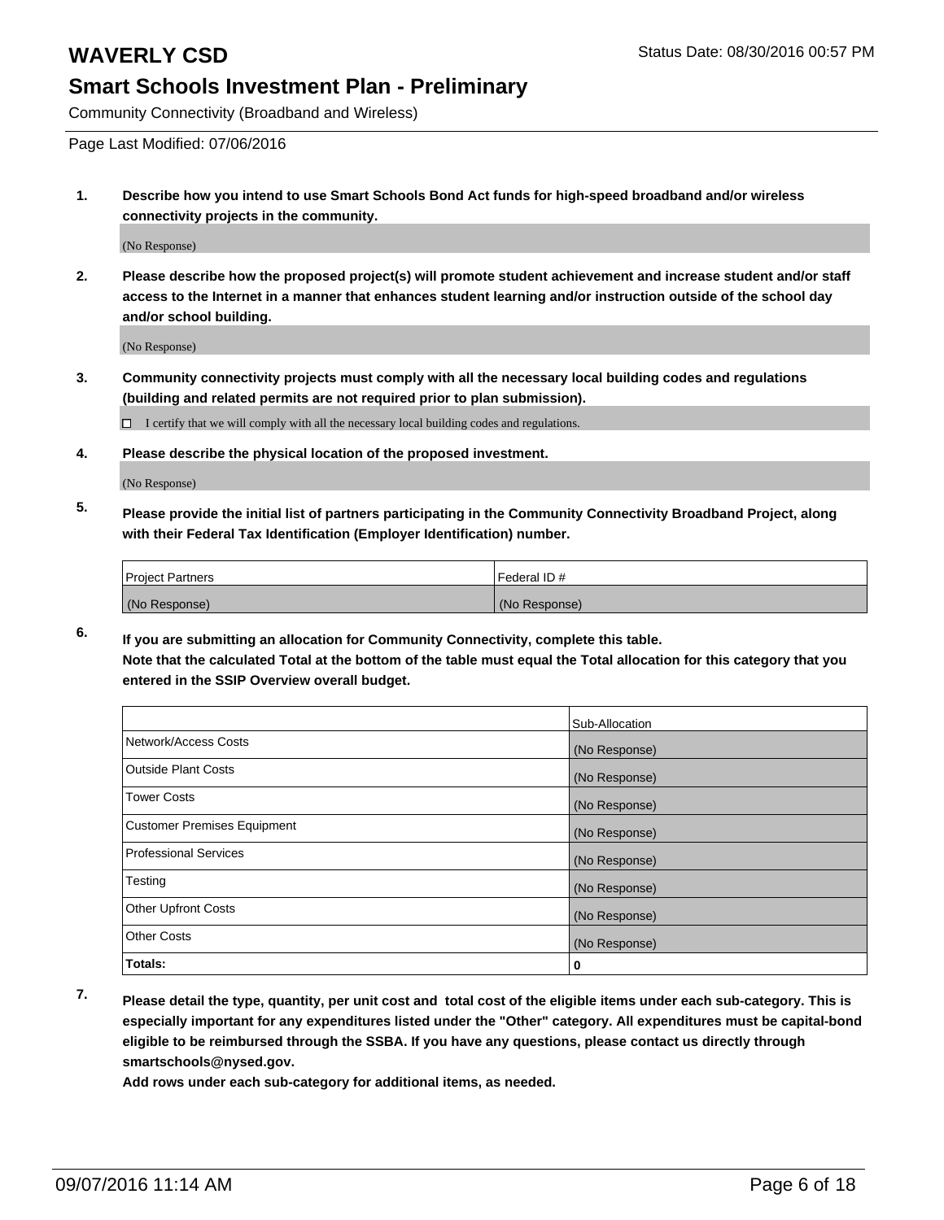# WAVERLY CSD

Status Date: 08/30/2016 00:57 PM

## Smart Schools Investment Plan - Preliminary

Community Connectivity (Broadband and Wireless)

Page Last Modified: 07/06/2016

1. **Describe how you intend to use Smart Schools Bond Act funds for high-speed broadband and/or wireless connectivity projects in the community.**

   (No Response)

2. **Please describe how the proposed project(s) will promote student achievement and increase student and/or staff access to the Internet in a manner that enhances student learning and/or instruction outside of the school day and/or school building.**

   (No Response)

3. **Community connectivity projects must comply with all the necessary local building codes and regulations (building and related permits are not required prior to plan submission).**

   ☐ I certify that we will comply with all the necessary local building codes and regulations.

4. **Please describe the physical location of the proposed investment.**

   (No Response)

5. **Please provide the initial list of partners participating in the Community Connectivity Broadband Project, along with their Federal Tax Identification (Employer Identification) number.**

| Project Partners | Federal ID # |
|---|---|
| (No Response) | (No Response) |

6. **If you are submitting an allocation for Community Connectivity, complete this table.**
   **Note that the calculated Total at the bottom of the table must equal the Total allocation for this category that you entered in the SSIP Overview overall budget.**

| | Sub-Allocation |
|---|---|
| Network/Access Costs | (No Response) |
| Outside Plant Costs | (No Response) |
| Tower Costs | (No Response) |
| Customer Premises Equipment | (No Response) |
| Professional Services | (No Response) |
| Testing | (No Response) |
| Other Upfront Costs | (No Response) |
| Other Costs | (No Response) |
| **Totals:** | **0** |

7. **Please detail the type, quantity, per unit cost and total cost of the eligible items under each sub-category. This is especially important for any expenditures listed under the "Other" category. All expenditures must be capital-bond eligible to be reimbursed through the SSBA. If you have any questions, please contact us directly through smartschools@nysed.gov.**
   **Add rows under each sub-category for additional items, as needed.**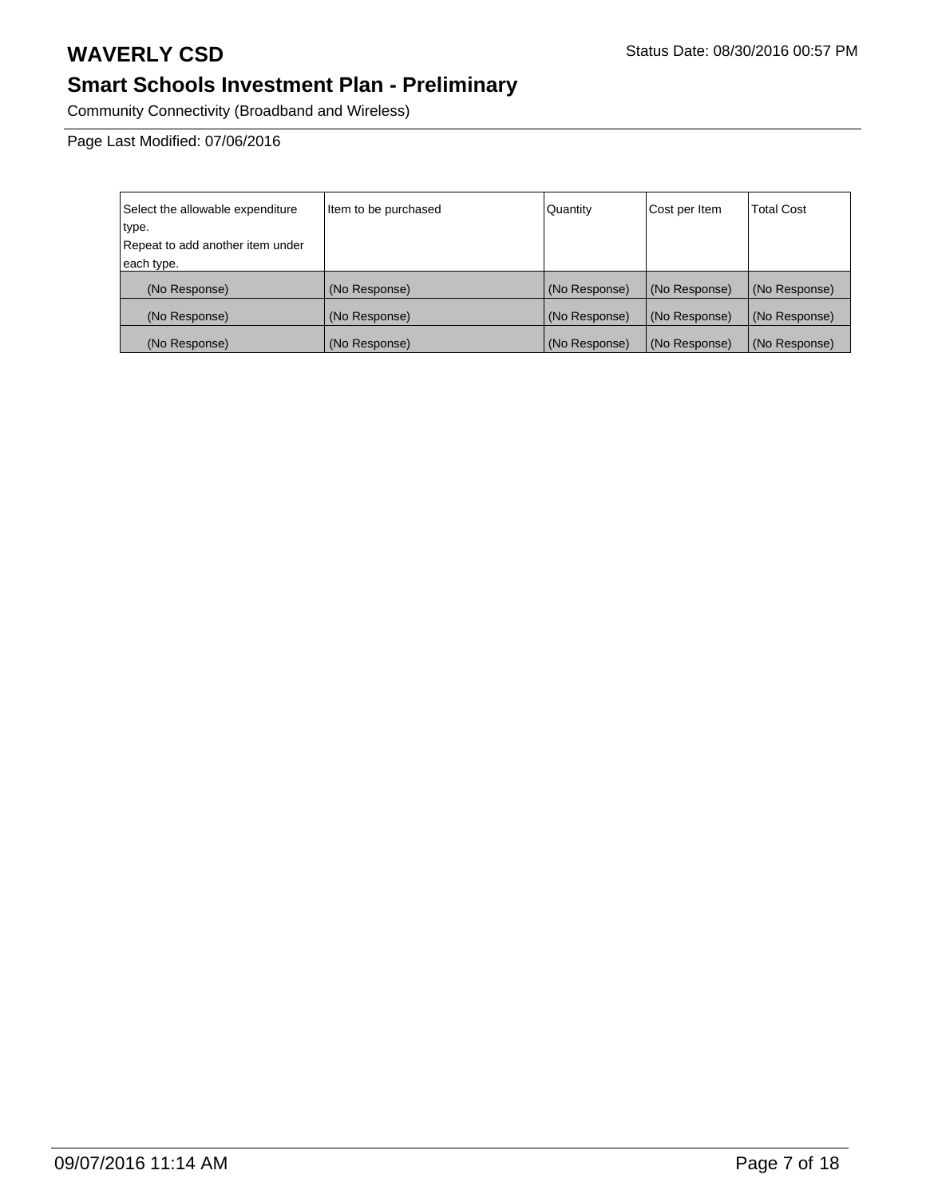# WAVERLY CSD

Status Date: 08/30/2016 00:57 PM

## Smart Schools Investment Plan - Preliminary

Community Connectivity (Broadband and Wireless)

Page Last Modified: 07/06/2016

| Select the allowable expenditure type. Repeat to add another item under each type. | Item to be purchased | Quantity | Cost per Item | Total Cost |
|---|---|---|---|---|
| (No Response) | (No Response) | (No Response) | (No Response) | (No Response) |
| (No Response) | (No Response) | (No Response) | (No Response) | (No Response) |
| (No Response) | (No Response) | (No Response) | (No Response) | (No Response) |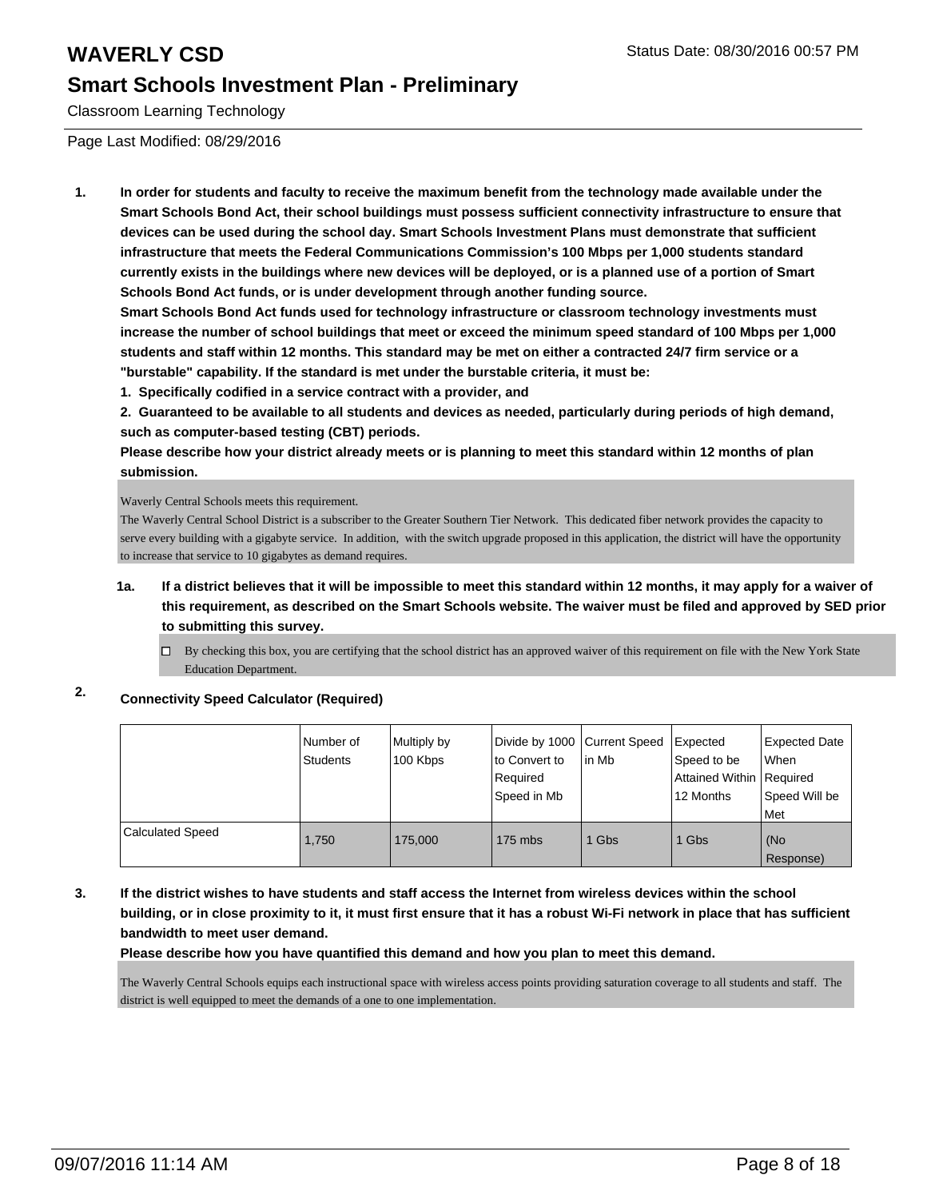# WAVERLY CSD

Status Date: 08/30/2016 00:57 PM

## Smart Schools Investment Plan - Preliminary

Classroom Learning Technology

Page Last Modified: 08/29/2016

**1. In order for students and faculty to receive the maximum benefit from the technology made available under the Smart Schools Bond Act, their school buildings must possess sufficient connectivity infrastructure to ensure that devices can be used during the school day. Smart Schools Investment Plans must demonstrate that sufficient infrastructure that meets the Federal Communications Commission's 100 Mbps per 1,000 students standard currently exists in the buildings where new devices will be deployed, or is a planned use of a portion of Smart Schools Bond Act funds, or is under development through another funding source.**

**Smart Schools Bond Act funds used for technology infrastructure or classroom technology investments must increase the number of school buildings that meet or exceed the minimum speed standard of 100 Mbps per 1,000 students and staff within 12 months. This standard may be met on either a contracted 24/7 firm service or a "burstable" capability. If the standard is met under the burstable criteria, it must be:**

**1. Specifically codified in a service contract with a provider, and**

**2. Guaranteed to be available to all students and devices as needed, particularly during periods of high demand, such as computer-based testing (CBT) periods.**

**Please describe how your district already meets or is planning to meet this standard within 12 months of plan submission.**

Waverly Central Schools meets this requirement.
The Waverly Central School District is a subscriber to the Greater Southern Tier Network. This dedicated fiber network provides the capacity to serve every building with a gigabyte service. In addition, with the switch upgrade proposed in this application, the district will have the opportunity to increase that service to 10 gigabytes as demand requires.

**1a. If a district believes that it will be impossible to meet this standard within 12 months, it may apply for a waiver of this requirement, as described on the Smart Schools website. The waiver must be filed and approved by SED prior to submitting this survey.**

☐ By checking this box, you are certifying that the school district has an approved waiver of this requirement on file with the New York State Education Department.

**2. Connectivity Speed Calculator (Required)**

| | Number of Students | Multiply by 100 Kbps | Divide by 1000 to Convert to Required Speed in Mb | Current Speed in Mb | Expected Speed to be Attained Within 12 Months | Expected Date When Required Speed Will be Met |
|---|---|---|---|---|---|---|
| Calculated Speed | 1,750 | 175,000 | 175 mbs | 1 Gbs | 1 Gbs | (No Response) |

**3. If the district wishes to have students and staff access the Internet from wireless devices within the school building, or in close proximity to it, it must first ensure that it has a robust Wi-Fi network in place that has sufficient bandwidth to meet user demand.**

**Please describe how you have quantified this demand and how you plan to meet this demand.**

The Waverly Central Schools equips each instructional space with wireless access points providing saturation coverage to all students and staff. The district is well equipped to meet the demands of a one to one implementation.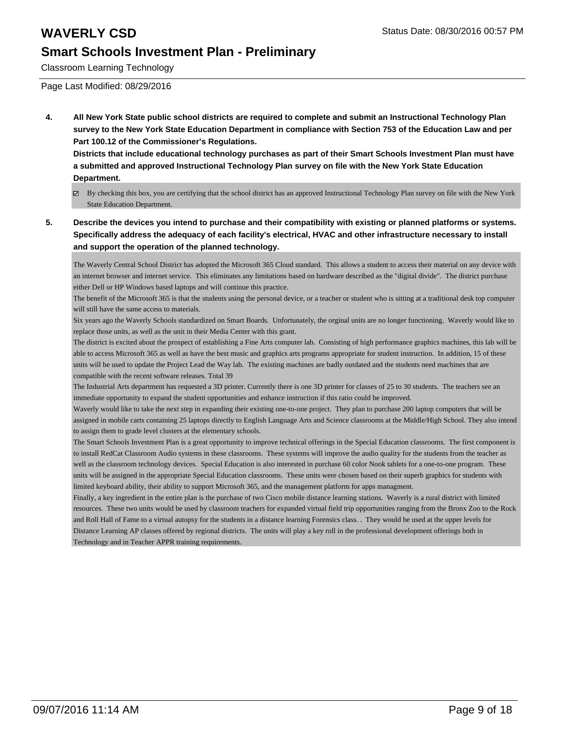# WAVERLY CSD

## Smart Schools Investment Plan - Preliminary

Classroom Learning Technology

Page Last Modified: 08/29/2016

**4. All New York State public school districts are required to complete and submit an Instructional Technology Plan survey to the New York State Education Department in compliance with Section 753 of the Education Law and per Part 100.12 of the Commissioner's Regulations.**

**Districts that include educational technology purchases as part of their Smart Schools Investment Plan must have a submitted and approved Instructional Technology Plan survey on file with the New York State Education Department.**

☑ By checking this box, you are certifying that the school district has an approved Instructional Technology Plan survey on file with the New York State Education Department.

**5. Describe the devices you intend to purchase and their compatibility with existing or planned platforms or systems. Specifically address the adequacy of each facility's electrical, HVAC and other infrastructure necessary to install and support the operation of the planned technology.**

The Waverly Central School District has adopted the Microsoft 365 Cloud standard. This allows a student to access their material on any device with an internet browser and internet service. This eliminates any limitations based on hardware described as the "digital divide". The district purchase either Dell or HP Windows based laptops and will continue this practice.

The benefit of the Microsoft 365 is that the students using the personal device, or a teacher or student who is sitting at a traditional desk top computer will still have the same access to materials.

Six years ago the Waverly Schools standardized on Smart Boards. Unfortunately, the orginal units are no longer functioning. Waverly would like to replace those units, as well as the unit in their Media Center with this grant.

The district is excited about the prospect of establishing a Fine Arts computer lab. Consisting of high performance graphics machines, this lab will be able to access Microsoft 365 as well as have the best music and graphics arts programs appropriate for student instruction. In addition, 15 of these units will be used to update the Project Lead the Way lab. The existing machines are badly outdated and the students need machines that are compatible with the recent software releases. Total 39

The Industrial Arts department has requested a 3D printer. Currently there is one 3D printer for classes of 25 to 30 students. The teachers see an immediate opportunity to expand the student opportunities and enhance instruction if this ratio could be improved.

Waverly would like to take the next step in expanding their existing one-to-one project. They plan to purchase 200 laptop computers that will be assigned in mobile carts containing 25 laptops directly to English Language Arts and Science classrooms at the Middle/High School. They also intend to assign them to grade level clusters at the elementary schools.

The Smart Schools Investment Plan is a great opportunity to improve technical offerings in the Special Education classrooms. The first component is to install RedCat Classroom Audio systems in these classrooms. These systems will improve the audio quality for the students from the teacher as well as the classroom technology devices. Special Education is also interested in purchase 60 color Nook tablets for a one-to-one program. These units will be assigned in the appropriate Special Education classrooms. These units were chosen based on their superb graphics for students with limited keyboard ability, their ability to support Microsoft 365, and the management platform for apps managment.

Finally, a key ingredient in the entire plan is the purchase of two Cisco mobile distance learning stations. Waverly is a rural district with limited resources. These two units would be used by classroom teachers for expanded virtual field trip opportunities ranging from the Bronx Zoo to the Rock and Roll Hall of Fame to a virtual autopsy for the students in a distance learning Forensics class. . They would be used at the upper levels for Distance Learning AP classes offered by regional districts. The units will play a key roll in the professional development offerings both in Technology and in Teacher APPR training requirements.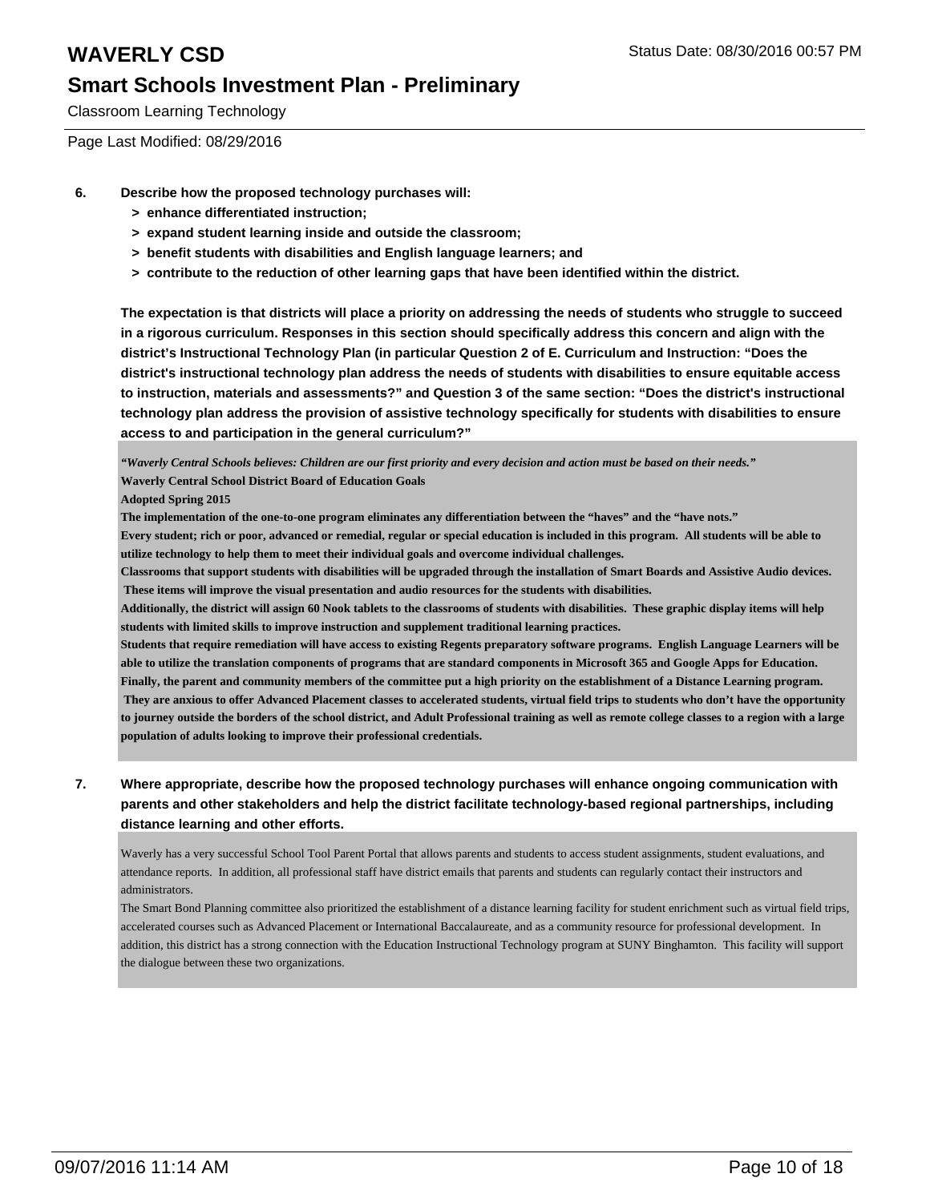6. **Describe how the proposed technology purchases will:**
   - **> enhance differentiated instruction;**
   - **> expand student learning inside and outside the classroom;**
   - **> benefit students with disabilities and English language learners; and**
   - **> contribute to the reduction of other learning gaps that have been identified within the district.**

   **The expectation is that districts will place a priority on addressing the needs of students who struggle to succeed in a rigorous curriculum. Responses in this section should specifically address this concern and align with the district's Instructional Technology Plan (in particular Question 2 of E. Curriculum and Instruction: "Does the district's instructional technology plan address the needs of students with disabilities to ensure equitable access to instruction, materials and assessments?" and Question 3 of the same section: "Does the district's instructional technology plan address the provision of assistive technology specifically for students with disabilities to ensure access to and participation in the general curriculum?"**

   ***"Waverly Central Schools believes: Children are our first priority and every decision and action must be based on their needs."***
   **Waverly Central School District Board of Education Goals**
   **Adopted Spring 2015**
   **The implementation of the one-to-one program eliminates any differentiation between the "haves" and the "have nots."**
   **Every student; rich or poor, advanced or remedial, regular or special education is included in this program. All students will be able to utilize technology to help them to meet their individual goals and overcome individual challenges.**
   **Classrooms that support students with disabilities will be upgraded through the installation of Smart Boards and Assistive Audio devices. These items will improve the visual presentation and audio resources for the students with disabilities.**
   **Additionally, the district will assign 60 Nook tablets to the classrooms of students with disabilities. These graphic display items will help students with limited skills to improve instruction and supplement traditional learning practices.**
   **Students that require remediation will have access to existing Regents preparatory software programs. English Language Learners will be able to utilize the translation components of programs that are standard components in Microsoft 365 and Google Apps for Education.**
   **Finally, the parent and community members of the committee put a high priority on the establishment of a Distance Learning program. They are anxious to offer Advanced Placement classes to accelerated students, virtual field trips to students who don't have the opportunity to journey outside the borders of the school district, and Adult Professional training as well as remote college classes to a region with a large population of adults looking to improve their professional credentials.**

7. **Where appropriate, describe how the proposed technology purchases will enhance ongoing communication with parents and other stakeholders and help the district facilitate technology-based regional partnerships, including distance learning and other efforts.**

   Waverly has a very successful School Tool Parent Portal that allows parents and students to access student assignments, student evaluations, and attendance reports. In addition, all professional staff have district emails that parents and students can regularly contact their instructors and administrators.
   The Smart Bond Planning committee also prioritized the establishment of a distance learning facility for student enrichment such as virtual field trips, accelerated courses such as Advanced Placement or International Baccalaureate, and as a community resource for professional development. In addition, this district has a strong connection with the Education Instructional Technology program at SUNY Binghamton. This facility will support the dialogue between these two organizations.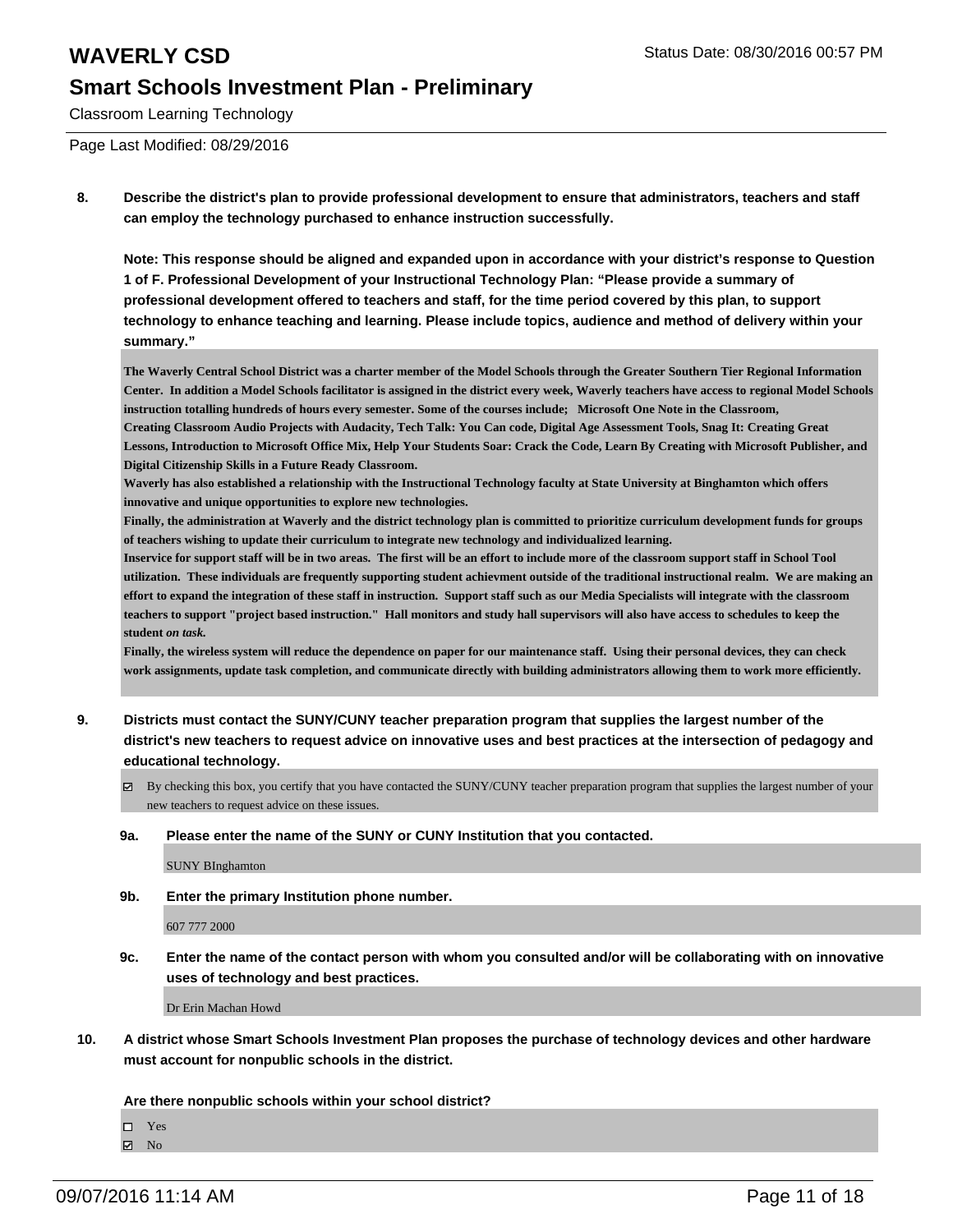**8. Describe the district's plan to provide professional development to ensure that administrators, teachers and staff can employ the technology purchased to enhance instruction successfully.**

**Note: This response should be aligned and expanded upon in accordance with your district's response to Question 1 of F. Professional Development of your Instructional Technology Plan: "Please provide a summary of professional development offered to teachers and staff, for the time period covered by this plan, to support technology to enhance teaching and learning. Please include topics, audience and method of delivery within your summary."**

**The Waverly Central School District was a charter member of the Model Schools through the Greater Southern Tier Regional Information Center. In addition a Model Schools facilitator is assigned in the district every week, Waverly teachers have access to regional Model Schools instruction totalling hundreds of hours every semester. Some of the courses include; Microsoft One Note in the Classroom, Creating Classroom Audio Projects with Audacity, Tech Talk: You Can code, Digital Age Assessment Tools, Snag It: Creating Great Lessons, Introduction to Microsoft Office Mix, Help Your Students Soar: Crack the Code, Learn By Creating with Microsoft Publisher, and Digital Citizenship Skills in a Future Ready Classroom.**
**Waverly has also established a relationship with the Instructional Technology faculty at State University at Binghamton which offers innovative and unique opportunities to explore new technologies.**
**Finally, the administration at Waverly and the district technology plan is committed to prioritize curriculum development funds for groups of teachers wishing to update their curriculum to integrate new technology and individualized learning.**
**Inservice for support staff will be in two areas. The first will be an effort to include more of the classroom support staff in School Tool utilization. These individuals are frequently supporting student achievment outside of the traditional instructional realm. We are making an effort to expand the integration of these staff in instruction. Support staff such as our Media Specialists will integrate with the classroom teachers to support "project based instruction." Hall monitors and study hall supervisors will also have access to schedules to keep the student *on task.***
**Finally, the wireless system will reduce the dependence on paper for our maintenance staff. Using their personal devices, they can check work assignments, update task completion, and communicate directly with building administrators allowing them to work more efficiently.**

**9. Districts must contact the SUNY/CUNY teacher preparation program that supplies the largest number of the district's new teachers to request advice on innovative uses and best practices at the intersection of pedagogy and educational technology.**

☑ By checking this box, you certify that you have contacted the SUNY/CUNY teacher preparation program that supplies the largest number of your new teachers to request advice on these issues.

**9a. Please enter the name of the SUNY or CUNY Institution that you contacted.**

SUNY BInghamton

**9b. Enter the primary Institution phone number.**

607 777 2000

**9c. Enter the name of the contact person with whom you consulted and/or will be collaborating with on innovative uses of technology and best practices.**

Dr Erin Machan Howd

**10. A district whose Smart Schools Investment Plan proposes the purchase of technology devices and other hardware must account for nonpublic schools in the district.**

**Are there nonpublic schools within your school district?**

☐ Yes
☑ No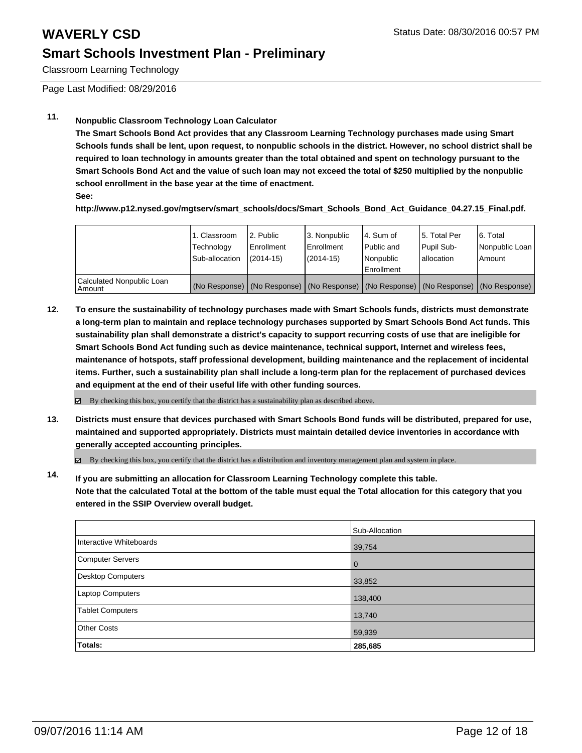# WAVERLY CSD

Status Date: 08/30/2016 00:57 PM

## Smart Schools Investment Plan - Preliminary

Classroom Learning Technology

Page Last Modified: 08/29/2016

**11. Nonpublic Classroom Technology Loan Calculator**

**The Smart Schools Bond Act provides that any Classroom Learning Technology purchases made using Smart Schools funds shall be lent, upon request, to nonpublic schools in the district. However, no school district shall be required to loan technology in amounts greater than the total obtained and spent on technology pursuant to the Smart Schools Bond Act and the value of such loan may not exceed the total of $250 multiplied by the nonpublic school enrollment in the base year at the time of enactment.**

**See:**

**http://www.p12.nysed.gov/mgtserv/smart_schools/docs/Smart_Schools_Bond_Act_Guidance_04.27.15_Final.pdf.**

| | 1. Classroom Technology Sub-allocation | 2. Public Enrollment (2014-15) | 3. Nonpublic Enrollment (2014-15) | 4. Sum of Public and Nonpublic Enrollment | 5. Total Per Pupil Sub-allocation | 6. Total Nonpublic Loan Amount |
|---|---|---|---|---|---|---|
| Calculated Nonpublic Loan Amount | (No Response) | (No Response) | (No Response) | (No Response) | (No Response) | (No Response) |

**12. To ensure the sustainability of technology purchases made with Smart Schools funds, districts must demonstrate a long-term plan to maintain and replace technology purchases supported by Smart Schools Bond Act funds. This sustainability plan shall demonstrate a district's capacity to support recurring costs of use that are ineligible for Smart Schools Bond Act funding such as device maintenance, technical support, Internet and wireless fees, maintenance of hotspots, staff professional development, building maintenance and the replacement of incidental items. Further, such a sustainability plan shall include a long-term plan for the replacement of purchased devices and equipment at the end of their useful life with other funding sources.**

☑ By checking this box, you certify that the district has a sustainability plan as described above.

**13. Districts must ensure that devices purchased with Smart Schools Bond funds will be distributed, prepared for use, maintained and supported appropriately. Districts must maintain detailed device inventories in accordance with generally accepted accounting principles.**

☑ By checking this box, you certify that the district has a distribution and inventory management plan and system in place.

**14. If you are submitting an allocation for Classroom Learning Technology complete this table. Note that the calculated Total at the bottom of the table must equal the Total allocation for this category that you entered in the SSIP Overview overall budget.**

| | Sub-Allocation |
|---|---|
| Interactive Whiteboards | 39,754 |
| Computer Servers | 0 |
| Desktop Computers | 33,852 |
| Laptop Computers | 138,400 |
| Tablet Computers | 13,740 |
| Other Costs | 59,939 |
| **Totals:** | **285,685** |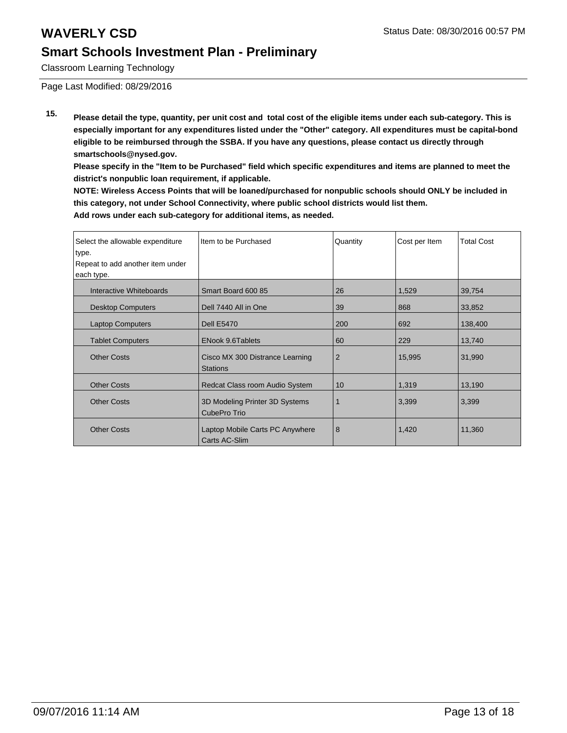# WAVERLY CSD

## Smart Schools Investment Plan - Preliminary

Classroom Learning Technology

Page Last Modified: 08/29/2016

**15. Please detail the type, quantity, per unit cost and total cost of the eligible items under each sub-category. This is especially important for any expenditures listed under the "Other" category. All expenditures must be capital-bond eligible to be reimbursed through the SSBA. If you have any questions, please contact us directly through smartschools@nysed.gov.**

**Please specify in the "Item to be Purchased" field which specific expenditures and items are planned to meet the district's nonpublic loan requirement, if applicable.**

**NOTE: Wireless Access Points that will be loaned/purchased for nonpublic schools should ONLY be included in this category, not under School Connectivity, where public school districts would list them.**

**Add rows under each sub-category for additional items, as needed.**

| Select the allowable expenditure type. Repeat to add another item under each type. | Item to be Purchased | Quantity | Cost per Item | Total Cost |
|---|---|---|---|---|
| Interactive Whiteboards | Smart Board 600 85 | 26 | 1,529 | 39,754 |
| Desktop Computers | Dell 7440 All in One | 39 | 868 | 33,852 |
| Laptop Computers | Dell E5470 | 200 | 692 | 138,400 |
| Tablet Computers | ENook 9.6Tablets | 60 | 229 | 13,740 |
| Other Costs | Cisco MX 300 Distrance Learning Stations | 2 | 15,995 | 31,990 |
| Other Costs | Redcat Class room Audio System | 10 | 1,319 | 13,190 |
| Other Costs | 3D Modeling Printer 3D Systems CubePro Trio | 1 | 3,399 | 3,399 |
| Other Costs | Laptop Mobile Carts PC Anywhere Carts AC-Slim | 8 | 1,420 | 11,360 |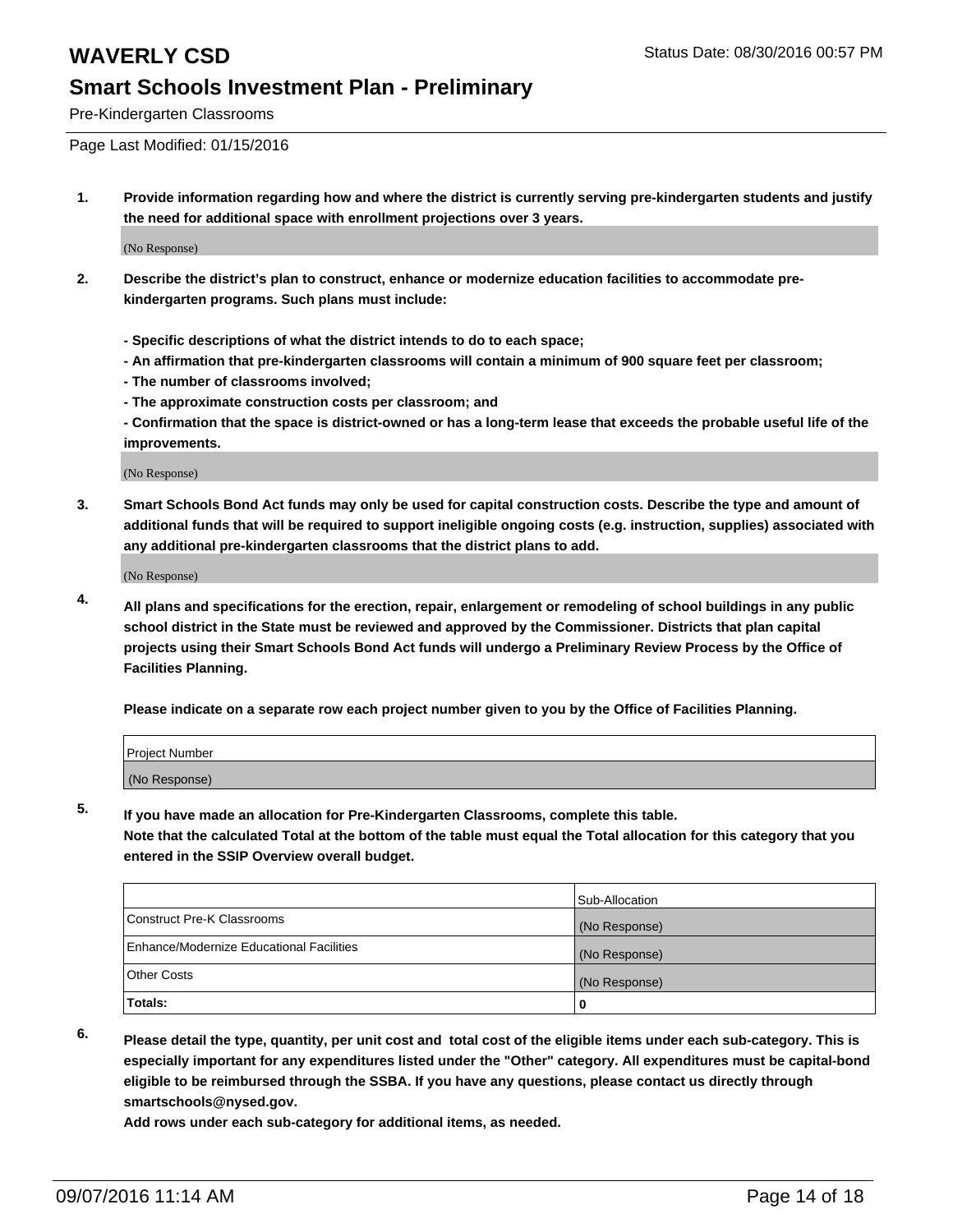# WAVERLY CSD

Status Date: 08/30/2016 00:57 PM

## Smart Schools Investment Plan - Preliminary

Pre-Kindergarten Classrooms

Page Last Modified: 01/15/2016

**1. Provide information regarding how and where the district is currently serving pre-kindergarten students and justify the need for additional space with enrollment projections over 3 years.**

(No Response)

**2. Describe the district's plan to construct, enhance or modernize education facilities to accommodate pre-kindergarten programs. Such plans must include:**

**- Specific descriptions of what the district intends to do to each space;**
**- An affirmation that pre-kindergarten classrooms will contain a minimum of 900 square feet per classroom;**
**- The number of classrooms involved;**
**- The approximate construction costs per classroom; and**
**- Confirmation that the space is district-owned or has a long-term lease that exceeds the probable useful life of the improvements.**

(No Response)

**3. Smart Schools Bond Act funds may only be used for capital construction costs. Describe the type and amount of additional funds that will be required to support ineligible ongoing costs (e.g. instruction, supplies) associated with any additional pre-kindergarten classrooms that the district plans to add.**

(No Response)

**4. All plans and specifications for the erection, repair, enlargement or remodeling of school buildings in any public school district in the State must be reviewed and approved by the Commissioner. Districts that plan capital projects using their Smart Schools Bond Act funds will undergo a Preliminary Review Process by the Office of Facilities Planning.**

**Please indicate on a separate row each project number given to you by the Office of Facilities Planning.**

| Project Number |
| --- |
| (No Response) |

**5. If you have made an allocation for Pre-Kindergarten Classrooms, complete this table.**
**Note that the calculated Total at the bottom of the table must equal the Total allocation for this category that you entered in the SSIP Overview overall budget.**

| | Sub-Allocation |
| --- | --- |
| Construct Pre-K Classrooms | (No Response) |
| Enhance/Modernize Educational Facilities | (No Response) |
| Other Costs | (No Response) |
| **Totals:** | **0** |

**6. Please detail the type, quantity, per unit cost and total cost of the eligible items under each sub-category. This is especially important for any expenditures listed under the "Other" category. All expenditures must be capital-bond eligible to be reimbursed through the SSBA. If you have any questions, please contact us directly through smartschools@nysed.gov.**
**Add rows under each sub-category for additional items, as needed.**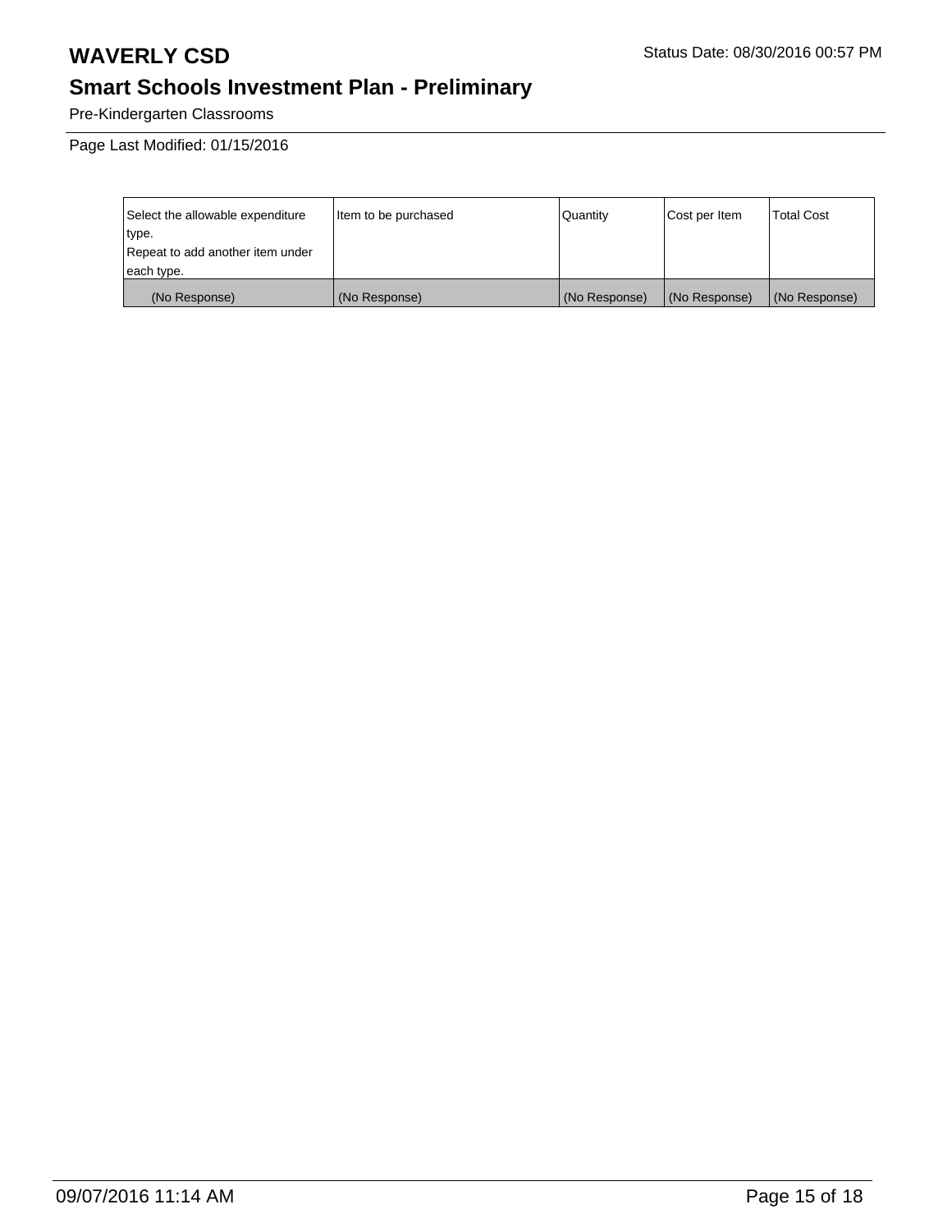# WAVERLY CSD

Status Date: 08/30/2016 00:57 PM

## Smart Schools Investment Plan - Preliminary

Pre-Kindergarten Classrooms

Page Last Modified: 01/15/2016

| Select the allowable expenditure type.<br>Repeat to add another item under each type. | Item to be purchased | Quantity | Cost per Item | Total Cost |
|---|---|---|---|---|
| (No Response) | (No Response) | (No Response) | (No Response) | (No Response) |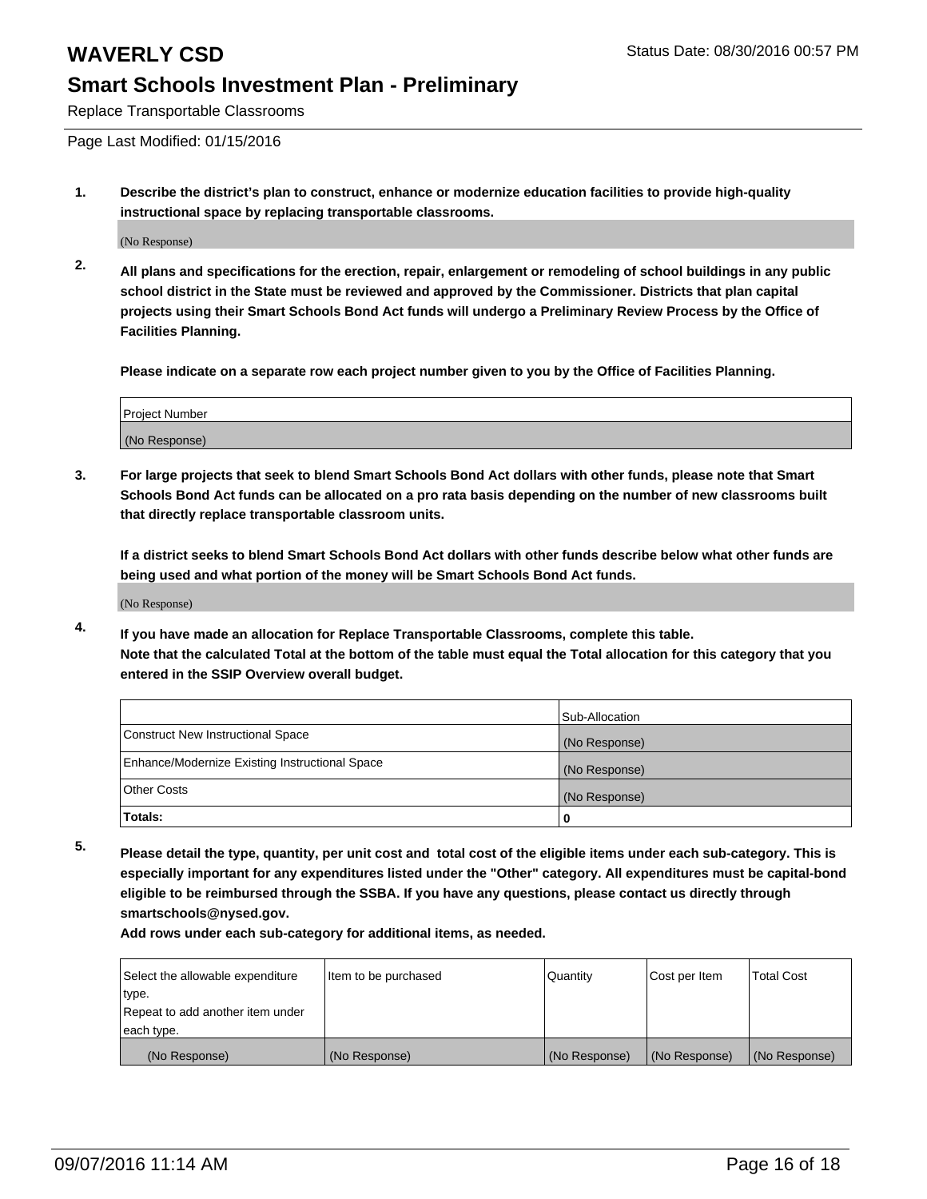# WAVERLY CSD

Status Date: 08/30/2016 00:57 PM

## Smart Schools Investment Plan - Preliminary

Replace Transportable Classrooms

Page Last Modified: 01/15/2016

1. **Describe the district's plan to construct, enhance or modernize education facilities to provide high-quality instructional space by replacing transportable classrooms.**

   (No Response)

2. **All plans and specifications for the erection, repair, enlargement or remodeling of school buildings in any public school district in the State must be reviewed and approved by the Commissioner. Districts that plan capital projects using their Smart Schools Bond Act funds will undergo a Preliminary Review Process by the Office of Facilities Planning.**

   **Please indicate on a separate row each project number given to you by the Office of Facilities Planning.**

| Project Number |
| --- |
| (No Response) |

3. **For large projects that seek to blend Smart Schools Bond Act dollars with other funds, please note that Smart Schools Bond Act funds can be allocated on a pro rata basis depending on the number of new classrooms built that directly replace transportable classroom units.**

   **If a district seeks to blend Smart Schools Bond Act dollars with other funds describe below what other funds are being used and what portion of the money will be Smart Schools Bond Act funds.**

   (No Response)

4. **If you have made an allocation for Replace Transportable Classrooms, complete this table. Note that the calculated Total at the bottom of the table must equal the Total allocation for this category that you entered in the SSIP Overview overall budget.**

| | Sub-Allocation |
| --- | --- |
| Construct New Instructional Space | (No Response) |
| Enhance/Modernize Existing Instructional Space | (No Response) |
| Other Costs | (No Response) |
| **Totals:** | **0** |

5. **Please detail the type, quantity, per unit cost and total cost of the eligible items under each sub-category. This is especially important for any expenditures listed under the "Other" category. All expenditures must be capital-bond eligible to be reimbursed through the SSBA. If you have any questions, please contact us directly through smartschools@nysed.gov.**

   **Add rows under each sub-category for additional items, as needed.**

| Select the allowable expenditure type. Repeat to add another item under each type. | Item to be purchased | Quantity | Cost per Item | Total Cost |
| --- | --- | --- | --- | --- |
| (No Response) | (No Response) | (No Response) | (No Response) | (No Response) |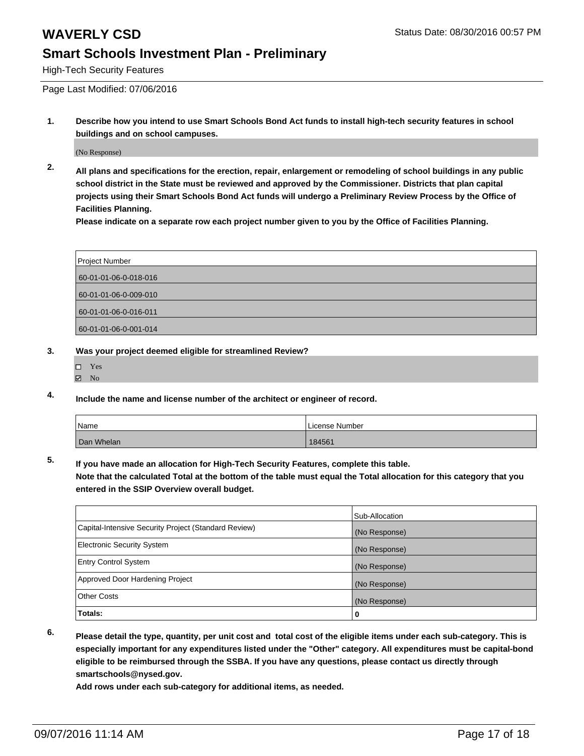# WAVERLY CSD

Status Date: 08/30/2016 00:57 PM

## Smart Schools Investment Plan - Preliminary

High-Tech Security Features

Page Last Modified: 07/06/2016

**1. Describe how you intend to use Smart Schools Bond Act funds to install high-tech security features in school buildings and on school campuses.**

(No Response)

**2. All plans and specifications for the erection, repair, enlargement or remodeling of school buildings in any public school district in the State must be reviewed and approved by the Commissioner. Districts that plan capital projects using their Smart Schools Bond Act funds will undergo a Preliminary Review Process by the Office of Facilities Planning.**

**Please indicate on a separate row each project number given to you by the Office of Facilities Planning.**

| Project Number |
| --- |
| 60-01-01-06-0-018-016 |
| 60-01-01-06-0-009-010 |
| 60-01-01-06-0-016-011 |
| 60-01-01-06-0-001-014 |

**3. Was your project deemed eligible for streamlined Review?**

- ☐ Yes
- ☑ No

**4. Include the name and license number of the architect or engineer of record.**

| Name | License Number |
| --- | --- |
| Dan Whelan | 184561 |

**5. If you have made an allocation for High-Tech Security Features, complete this table.**
**Note that the calculated Total at the bottom of the table must equal the Total allocation for this category that you entered in the SSIP Overview overall budget.**

| | Sub-Allocation |
| --- | --- |
| Capital-Intensive Security Project (Standard Review) | (No Response) |
| Electronic Security System | (No Response) |
| Entry Control System | (No Response) |
| Approved Door Hardening Project | (No Response) |
| Other Costs | (No Response) |
| **Totals:** | **0** |

**6. Please detail the type, quantity, per unit cost and total cost of the eligible items under each sub-category. This is especially important for any expenditures listed under the "Other" category. All expenditures must be capital-bond eligible to be reimbursed through the SSBA. If you have any questions, please contact us directly through smartschools@nysed.gov.**

**Add rows under each sub-category for additional items, as needed.**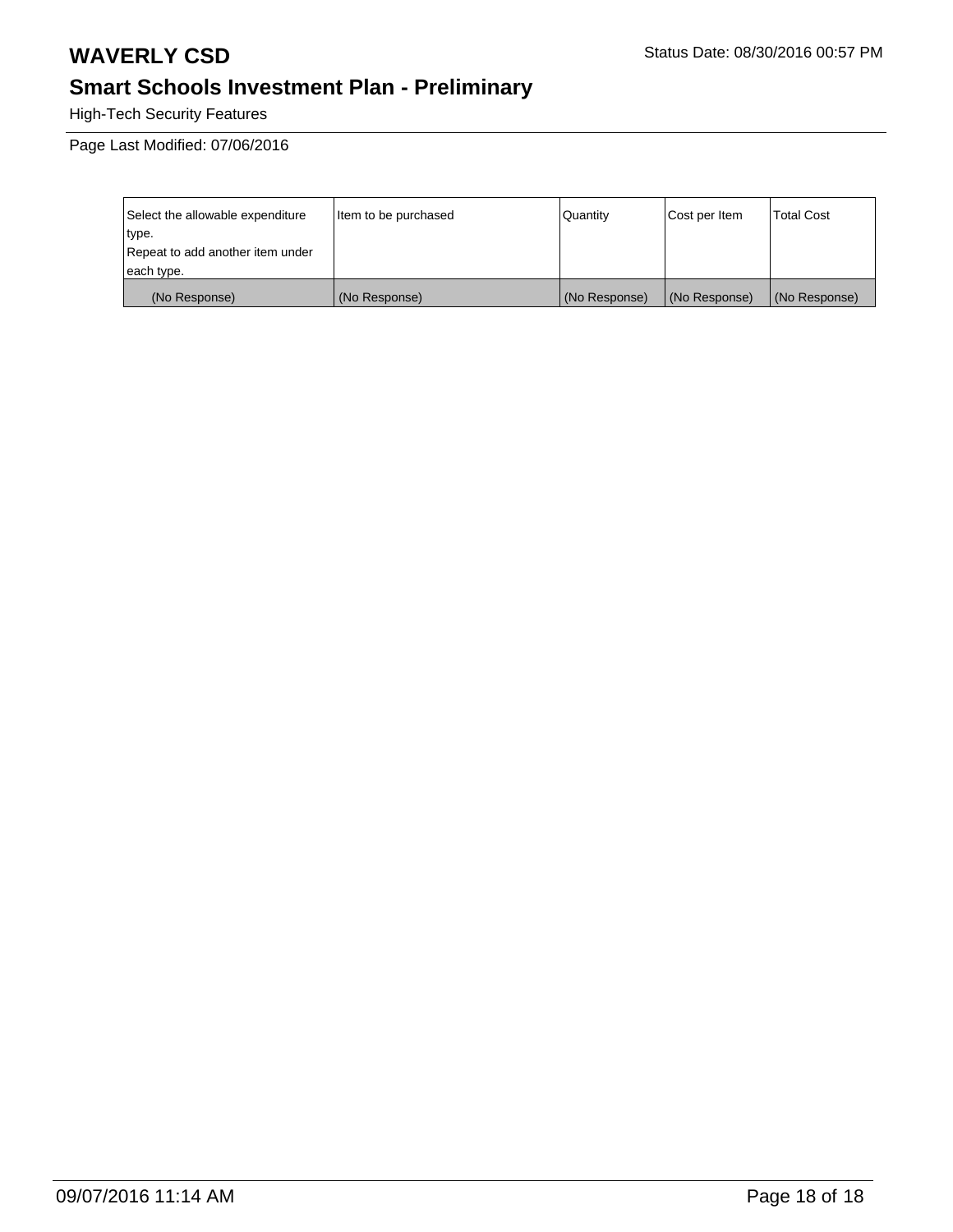# WAVERLY CSD

Status Date: 08/30/2016 00:57 PM

## Smart Schools Investment Plan - Preliminary

High-Tech Security Features

Page Last Modified: 07/06/2016

| Select the allowable expenditure type. Repeat to add another item under each type. | Item to be purchased | Quantity | Cost per Item | Total Cost |
|---|---|---|---|---|
| (No Response) | (No Response) | (No Response) | (No Response) | (No Response) |